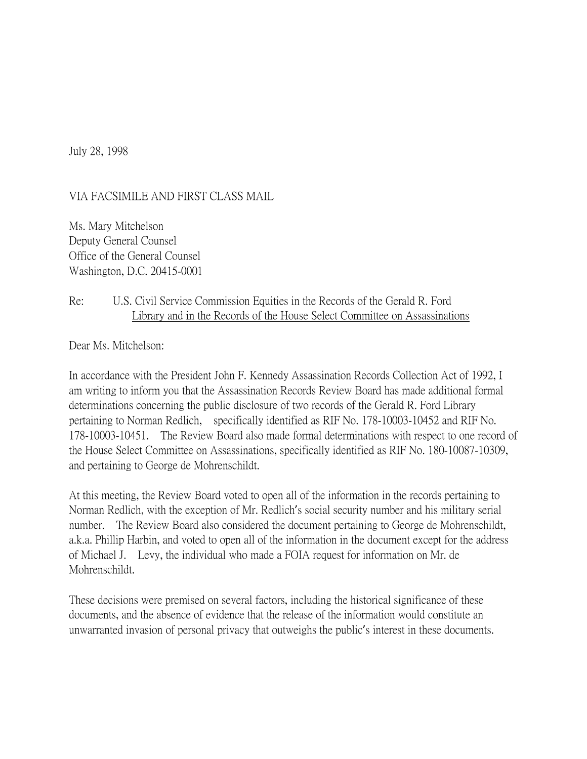July 28, 1998

VIA FACSIMILE AND FIRST CLASS MAIL

Ms. Mary Mitchelson
Deputy General Counsel
Office of the General Counsel
Washington, D.C. 20415-0001

Re: U.S. Civil Service Commission Equities in the Records of the Gerald R. Ford <u>Library and in the Records of the House Select Committee on Assassinations</u>

Dear Ms. Mitchelson:

In accordance with the President John F. Kennedy Assassination Records Collection Act of 1992, I am writing to inform you that the Assassination Records Review Board has made additional formal determinations concerning the public disclosure of two records of the Gerald R. Ford Library pertaining to Norman Redlich, specifically identified as RIF No. 178-10003-10452 and RIF No. 178-10003-10451. The Review Board also made formal determinations with respect to one record of the House Select Committee on Assassinations, specifically identified as RIF No. 180-10087-10309, and pertaining to George de Mohrenschildt.

At this meeting, the Review Board voted to open all of the information in the records pertaining to Norman Redlich, with the exception of Mr. Redlich's social security number and his military serial number. The Review Board also considered the document pertaining to George de Mohrenschildt, a.k.a. Phillip Harbin, and voted to open all of the information in the document except for the address of Michael J. Levy, the individual who made a FOIA request for information on Mr. de Mohrenschildt.

These decisions were premised on several factors, including the historical significance of these documents, and the absence of evidence that the release of the information would constitute an unwarranted invasion of personal privacy that outweighs the public's interest in these documents.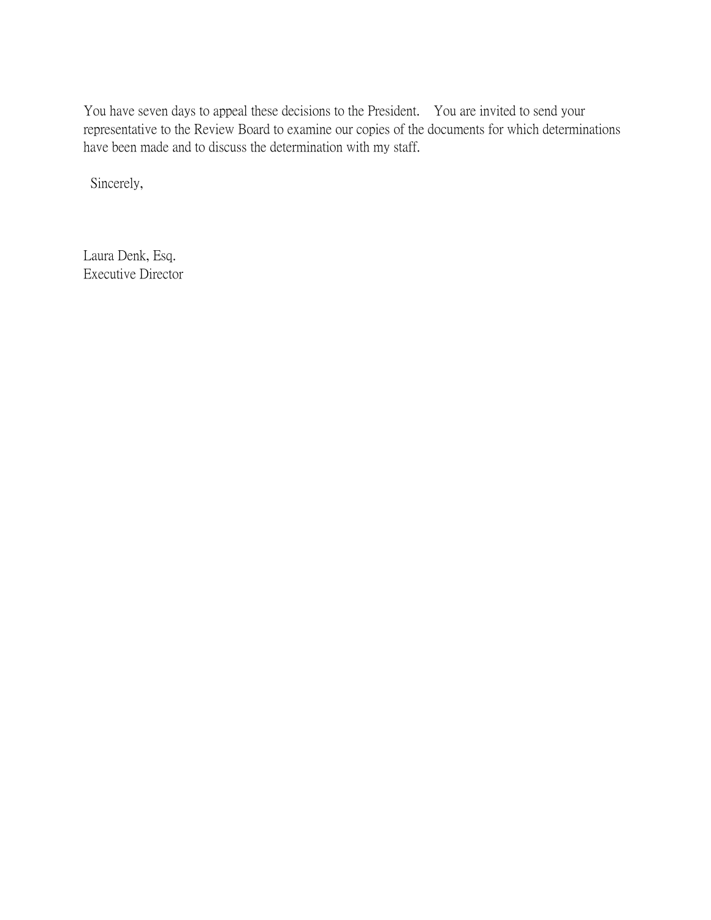You have seven days to appeal these decisions to the President. You are invited to send your representative to the Review Board to examine our copies of the documents for which determinations have been made and to discuss the determination with my staff.

Sincerely,

Laura Denk, Esq.
Executive Director